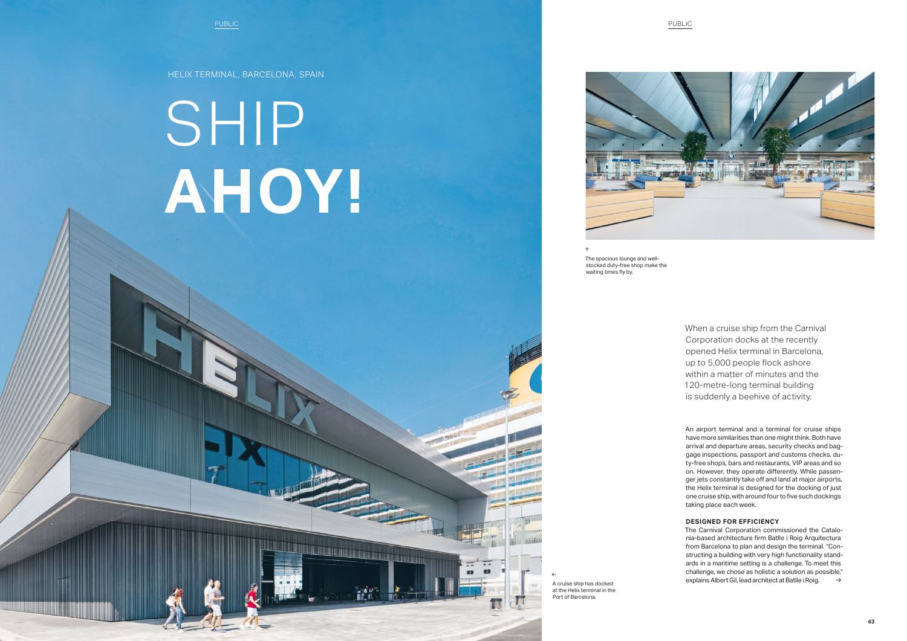HELIX TERMINAL, BARCELONA, SPAIN

# SHIP **AHOY!**

↑
The spacious lounge and well-stocked duty-free shop make the waiting times fly by.

When a cruise ship from the Carnival Corporation docks at the recently opened Helix terminal in Barcelona, up to 5,000 people flock ashore within a matter of minutes and the 120-metre-long terminal building is suddenly a beehive of activity.

An airport terminal and a terminal for cruise ships have more similarities than one might think. Both have arrival and departure areas, security checks and baggage inspections, passport and customs checks, duty-free shops, bars and restaurants, VIP areas and so on. However, they operate differently. While passenger jets constantly take off and land at major airports, the Helix terminal is designed for the docking of just one cruise ship, with around four to five such dockings taking place each week.

**DESIGNED FOR EFFICIENCY**

The Carnival Corporation commissioned the Catalonia-based architecture firm Batlle i Roig Arquitectura from Barcelona to plan and design the terminal. "Constructing a building with very high functionality standards in a maritime setting is a challenge. To meet this challenge, we chose as holistic a solution as possible," explains Albert Gil, lead architect at Batlle i Roig. →

←
A cruise ship has docked at the Helix terminal in the Port of Barcelona.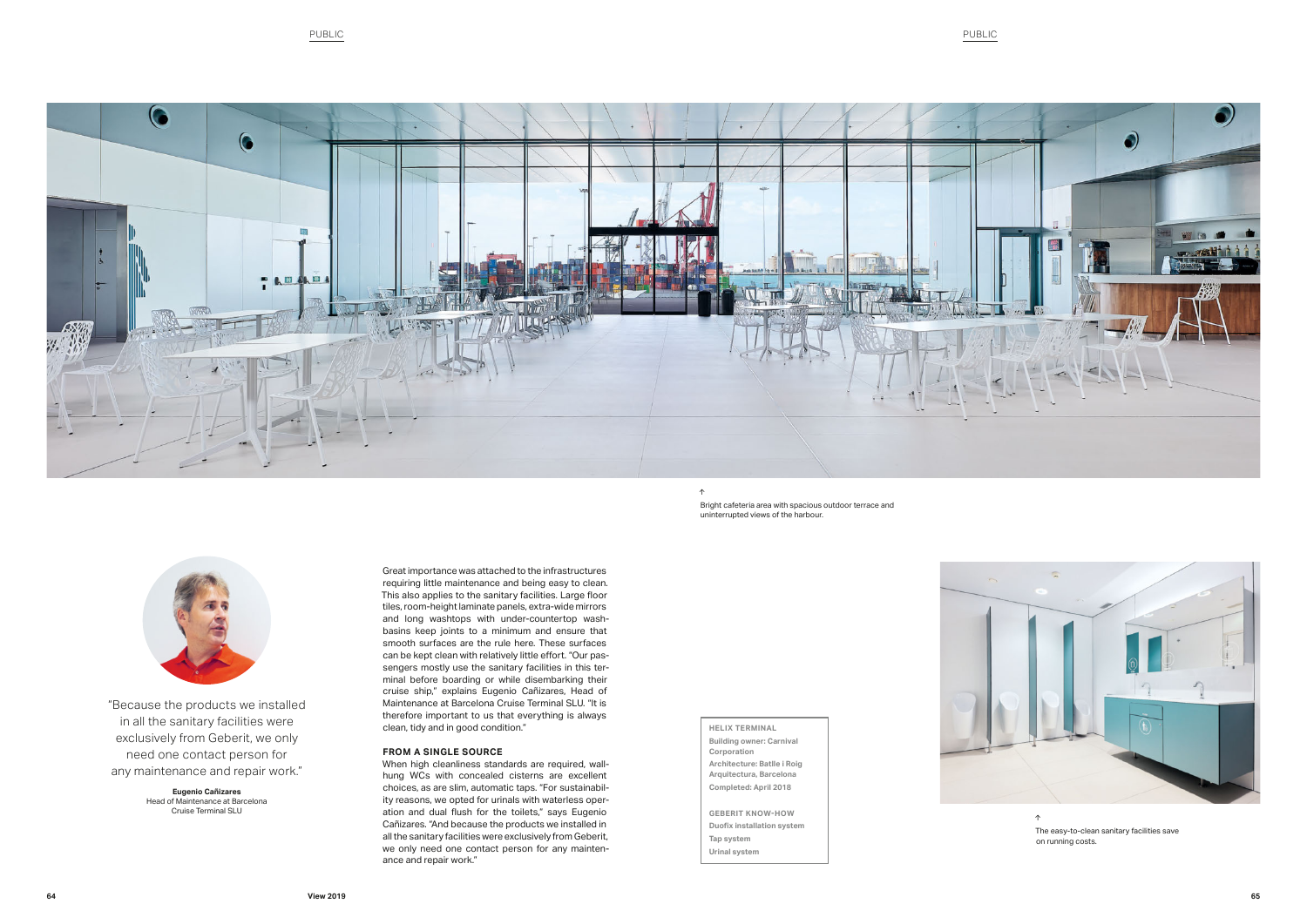↑
Bright cafeteria area with spacious outdoor terrace and uninterrupted views of the harbour.

"Because the products we installed in all the sanitary facilities were exclusively from Geberit, we only need one contact person for any maintenance and repair work."

**Eugenio Cañizares**
Head of Maintenance at Barcelona Cruise Terminal SLU

Great importance was attached to the infrastructures requiring little maintenance and being easy to clean. This also applies to the sanitary facilities. Large floor tiles, room-height laminate panels, extra-wide mirrors and long washtops with under-countertop washbasins keep joints to a minimum and ensure that smooth surfaces are the rule here. These surfaces can be kept clean with relatively little effort. "Our passengers mostly use the sanitary facilities in this terminal before boarding or while disembarking their cruise ship," explains Eugenio Cañizares, Head of Maintenance at Barcelona Cruise Terminal SLU. "It is therefore important to us that everything is always clean, tidy and in good condition."

### FROM A SINGLE SOURCE

When high cleanliness standards are required, wall-hung WCs with concealed cisterns are excellent choices, as are slim, automatic taps. "For sustainability reasons, we opted for urinals with waterless operation and dual flush for the toilets," says Eugenio Cañizares. "And because the products we installed in all the sanitary facilities were exclusively from Geberit, we only need one contact person for any maintenance and repair work."

**HELIX TERMINAL**
**Building owner: Carnival Corporation**
**Architecture: Batlle i Roig Arquitectura, Barcelona**
**Completed: April 2018**

**GEBERIT KNOW-HOW**
**Duofix installation system**
**Tap system**
**Urinal system**

↑
The easy-to-clean sanitary facilities save on running costs.